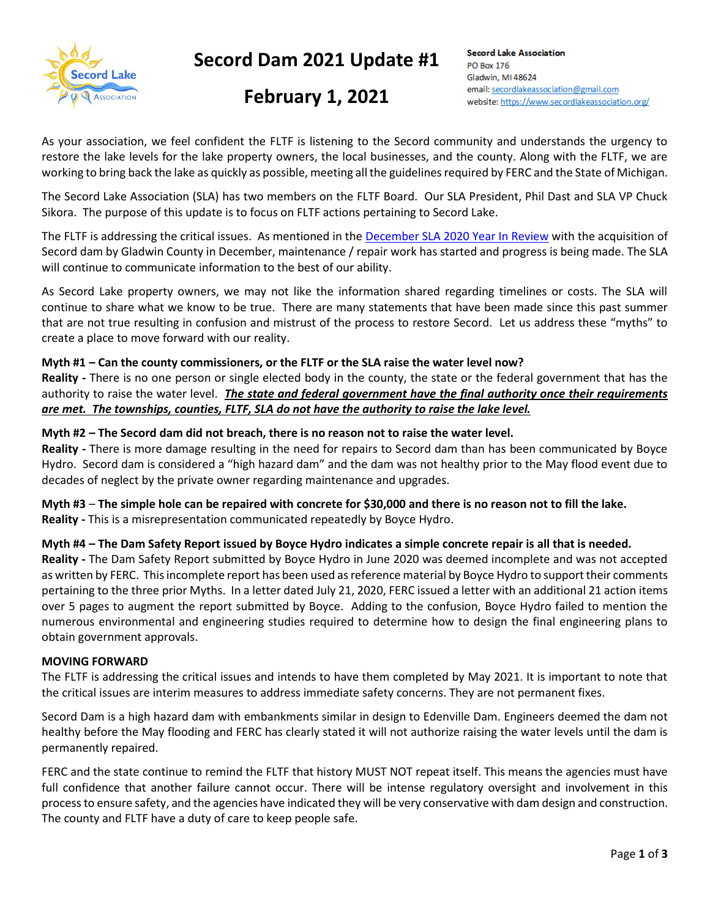# Secord Dam 2021 Update #1

## February 1, 2021

**Secord Lake Association**
PO Box 176
Gladwin, MI 48624
email: secordlakeassociation@gmail.com
website: https://www.secordlakeassociation.org/

As your association, we feel confident the FLTF is listening to the Secord community and understands the urgency to restore the lake levels for the lake property owners, the local businesses, and the county. Along with the FLTF, we are working to bring back the lake as quickly as possible, meeting all the guidelines required by FERC and the State of Michigan.

The Secord Lake Association (SLA) has two members on the FLTF Board. Our SLA President, Phil Dast and SLA VP Chuck Sikora. The purpose of this update is to focus on FLTF actions pertaining to Secord Lake.

The FLTF is addressing the critical issues. As mentioned in the December SLA 2020 Year In Review with the acquisition of Secord dam by Gladwin County in December, maintenance / repair work has started and progress is being made. The SLA will continue to communicate information to the best of our ability.

As Secord Lake property owners, we may not like the information shared regarding timelines or costs. The SLA will continue to share what we know to be true. There are many statements that have been made since this past summer that are not true resulting in confusion and mistrust of the process to restore Secord. Let us address these "myths" to create a place to move forward with our reality.

**Myth #1 – Can the county commissioners, or the FLTF or the SLA raise the water level now?**
**Reality -** There is no one person or single elected body in the county, the state or the federal government that has the authority to raise the water level. ***The state and federal government have the final authority once their requirements are met. The townships, counties, FLTF, SLA do not have the authority to raise the lake level.***

**Myth #2 – The Secord dam did not breach, there is no reason not to raise the water level.**
**Reality -** There is more damage resulting in the need for repairs to Secord dam than has been communicated by Boyce Hydro. Secord dam is considered a "high hazard dam" and the dam was not healthy prior to the May flood event due to decades of neglect by the private owner regarding maintenance and upgrades.

**Myth #3 – The simple hole can be repaired with concrete for $30,000 and there is no reason not to fill the lake.**
**Reality -** This is a misrepresentation communicated repeatedly by Boyce Hydro.

**Myth #4 – The Dam Safety Report issued by Boyce Hydro indicates a simple concrete repair is all that is needed.**
**Reality -** The Dam Safety Report submitted by Boyce Hydro in June 2020 was deemed incomplete and was not accepted as written by FERC. This incomplete report has been used as reference material by Boyce Hydro to support their comments pertaining to the three prior Myths. In a letter dated July 21, 2020, FERC issued a letter with an additional 21 action items over 5 pages to augment the report submitted by Boyce. Adding to the confusion, Boyce Hydro failed to mention the numerous environmental and engineering studies required to determine how to design the final engineering plans to obtain government approvals.

**MOVING FORWARD**
The FLTF is addressing the critical issues and intends to have them completed by May 2021. It is important to note that the critical issues are interim measures to address immediate safety concerns. They are not permanent fixes.

Secord Dam is a high hazard dam with embankments similar in design to Edenville Dam. Engineers deemed the dam not healthy before the May flooding and FERC has clearly stated it will not authorize raising the water levels until the dam is permanently repaired.

FERC and the state continue to remind the FLTF that history MUST NOT repeat itself. This means the agencies must have full confidence that another failure cannot occur. There will be intense regulatory oversight and involvement in this process to ensure safety, and the agencies have indicated they will be very conservative with dam design and construction. The county and FLTF have a duty of care to keep people safe.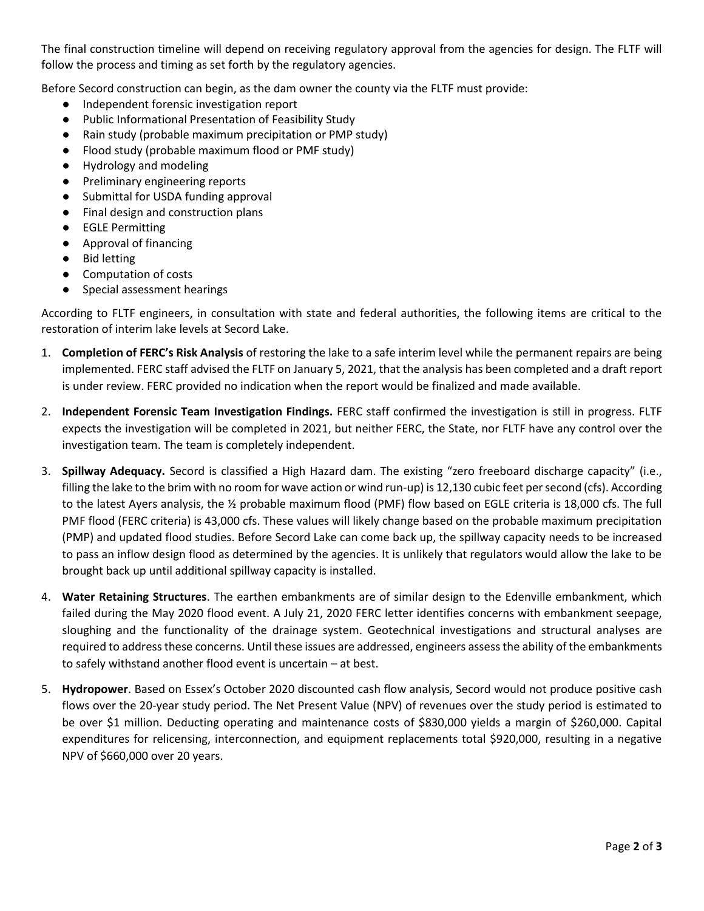The final construction timeline will depend on receiving regulatory approval from the agencies for design. The FLTF will follow the process and timing as set forth by the regulatory agencies.

Before Secord construction can begin, as the dam owner the county via the FLTF must provide:

- Independent forensic investigation report
- Public Informational Presentation of Feasibility Study
- Rain study (probable maximum precipitation or PMP study)
- Flood study (probable maximum flood or PMF study)
- Hydrology and modeling
- Preliminary engineering reports
- Submittal for USDA funding approval
- Final design and construction plans
- EGLE Permitting
- Approval of financing
- Bid letting
- Computation of costs
- Special assessment hearings

According to FLTF engineers, in consultation with state and federal authorities, the following items are critical to the restoration of interim lake levels at Secord Lake.

1. **Completion of FERC's Risk Analysis** of restoring the lake to a safe interim level while the permanent repairs are being implemented. FERC staff advised the FLTF on January 5, 2021, that the analysis has been completed and a draft report is under review. FERC provided no indication when the report would be finalized and made available.
2. **Independent Forensic Team Investigation Findings.** FERC staff confirmed the investigation is still in progress. FLTF expects the investigation will be completed in 2021, but neither FERC, the State, nor FLTF have any control over the investigation team. The team is completely independent.
3. **Spillway Adequacy.** Secord is classified a High Hazard dam. The existing "zero freeboard discharge capacity" (i.e., filling the lake to the brim with no room for wave action or wind run-up) is 12,130 cubic feet per second (cfs). According to the latest Ayers analysis, the ½ probable maximum flood (PMF) flow based on EGLE criteria is 18,000 cfs. The full PMF flood (FERC criteria) is 43,000 cfs. These values will likely change based on the probable maximum precipitation (PMP) and updated flood studies. Before Secord Lake can come back up, the spillway capacity needs to be increased to pass an inflow design flood as determined by the agencies. It is unlikely that regulators would allow the lake to be brought back up until additional spillway capacity is installed.
4. **Water Retaining Structures**. The earthen embankments are of similar design to the Edenville embankment, which failed during the May 2020 flood event. A July 21, 2020 FERC letter identifies concerns with embankment seepage, sloughing and the functionality of the drainage system. Geotechnical investigations and structural analyses are required to address these concerns. Until these issues are addressed, engineers assess the ability of the embankments to safely withstand another flood event is uncertain – at best.
5. **Hydropower**. Based on Essex's October 2020 discounted cash flow analysis, Secord would not produce positive cash flows over the 20-year study period. The Net Present Value (NPV) of revenues over the study period is estimated to be over $1 million. Deducting operating and maintenance costs of $830,000 yields a margin of $260,000. Capital expenditures for relicensing, interconnection, and equipment replacements total $920,000, resulting in a negative NPV of $660,000 over 20 years.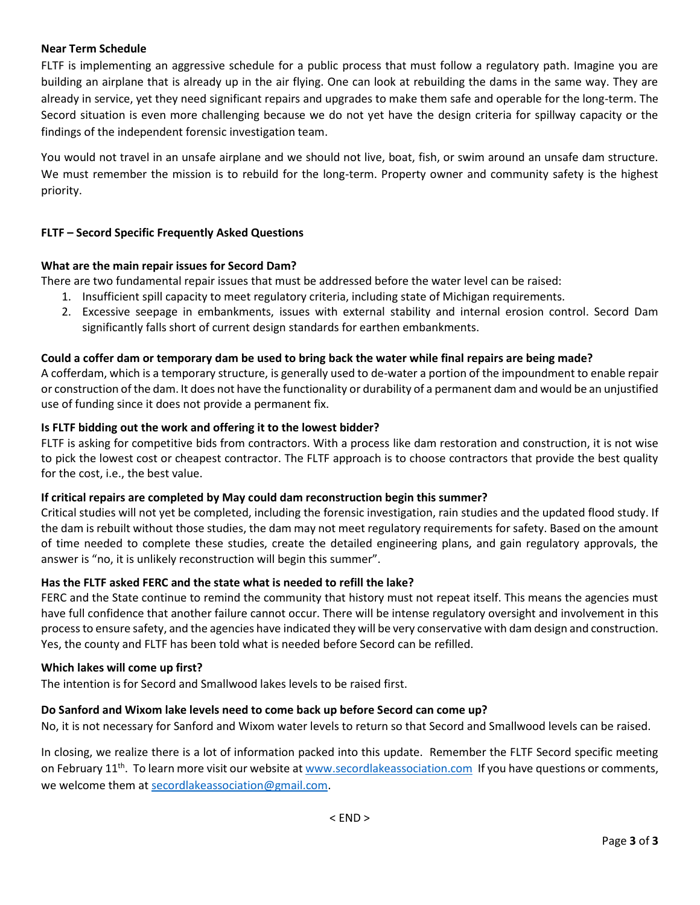**Near Term Schedule**

FLTF is implementing an aggressive schedule for a public process that must follow a regulatory path. Imagine you are building an airplane that is already up in the air flying. One can look at rebuilding the dams in the same way. They are already in service, yet they need significant repairs and upgrades to make them safe and operable for the long-term. The Secord situation is even more challenging because we do not yet have the design criteria for spillway capacity or the findings of the independent forensic investigation team.

You would not travel in an unsafe airplane and we should not live, boat, fish, or swim around an unsafe dam structure. We must remember the mission is to rebuild for the long-term. Property owner and community safety is the highest priority.

**FLTF – Secord Specific Frequently Asked Questions**

**What are the main repair issues for Secord Dam?**

There are two fundamental repair issues that must be addressed before the water level can be raised:

1. Insufficient spill capacity to meet regulatory criteria, including state of Michigan requirements.
2. Excessive seepage in embankments, issues with external stability and internal erosion control. Secord Dam significantly falls short of current design standards for earthen embankments.

**Could a coffer dam or temporary dam be used to bring back the water while final repairs are being made?**

A cofferdam, which is a temporary structure, is generally used to de-water a portion of the impoundment to enable repair or construction of the dam. It does not have the functionality or durability of a permanent dam and would be an unjustified use of funding since it does not provide a permanent fix.

**Is FLTF bidding out the work and offering it to the lowest bidder?**

FLTF is asking for competitive bids from contractors. With a process like dam restoration and construction, it is not wise to pick the lowest cost or cheapest contractor. The FLTF approach is to choose contractors that provide the best quality for the cost, i.e., the best value.

**If critical repairs are completed by May could dam reconstruction begin this summer?**

Critical studies will not yet be completed, including the forensic investigation, rain studies and the updated flood study. If the dam is rebuilt without those studies, the dam may not meet regulatory requirements for safety. Based on the amount of time needed to complete these studies, create the detailed engineering plans, and gain regulatory approvals, the answer is "no, it is unlikely reconstruction will begin this summer".

**Has the FLTF asked FERC and the state what is needed to refill the lake?**

FERC and the State continue to remind the community that history must not repeat itself. This means the agencies must have full confidence that another failure cannot occur. There will be intense regulatory oversight and involvement in this process to ensure safety, and the agencies have indicated they will be very conservative with dam design and construction. Yes, the county and FLTF has been told what is needed before Secord can be refilled.

**Which lakes will come up first?**

The intention is for Secord and Smallwood lakes levels to be raised first.

**Do Sanford and Wixom lake levels need to come back up before Secord can come up?**

No, it is not necessary for Sanford and Wixom water levels to return so that Secord and Smallwood levels can be raised.

In closing, we realize there is a lot of information packed into this update. Remember the FLTF Secord specific meeting on February 11th. To learn more visit our website at www.secordlakeassociation.com If you have questions or comments, we welcome them at secordlakeassociation@gmail.com.

< END >